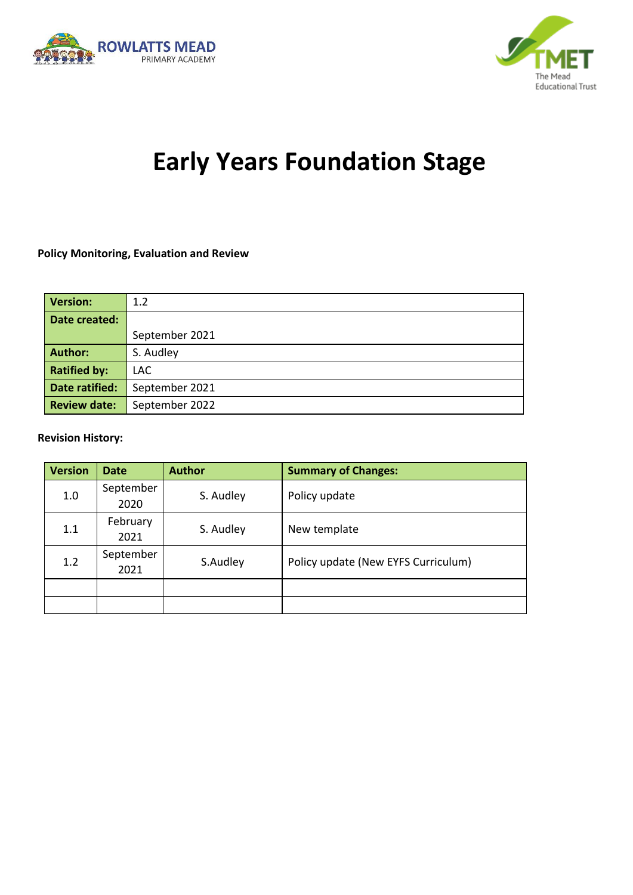ROWLATTS MEAD
PRIMARY ACADEMY

TMET
The Mead
Educational Trust

# Early Years Foundation Stage

**Policy Monitoring, Evaluation and Review**

| **Version:** | 1.2 |
|---|---|
| **Date created:** | September 2021 |
| **Author:** | S. Audley |
| **Ratified by:** | LAC |
| **Date ratified:** | September 2021 |
| **Review date:** | September 2022 |

**Revision History:**

| Version | Date | Author | Summary of Changes: |
|---|---|---|---|
| 1.0 | September 2020 | S. Audley | Policy update |
| 1.1 | February 2021 | S. Audley | New template |
| 1.2 | September 2021 | S.Audley | Policy update (New EYFS Curriculum) |
| | | | |
| | | | |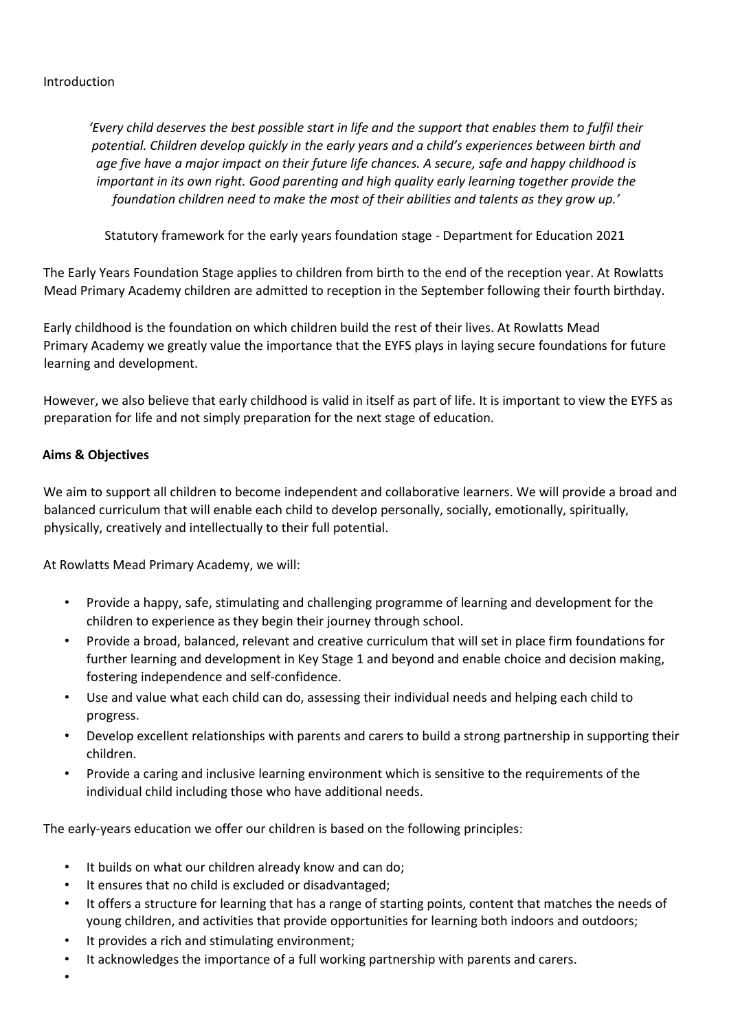Introduction

*'Every child deserves the best possible start in life and the support that enables them to fulfil their potential. Children develop quickly in the early years and a child's experiences between birth and age five have a major impact on their future life chances. A secure, safe and happy childhood is important in its own right. Good parenting and high quality early learning together provide the foundation children need to make the most of their abilities and talents as they grow up.'*

Statutory framework for the early years foundation stage - Department for Education 2021

The Early Years Foundation Stage applies to children from birth to the end of the reception year. At Rowlatts Mead Primary Academy children are admitted to reception in the September following their fourth birthday.

Early childhood is the foundation on which children build the rest of their lives. At Rowlatts Mead Primary Academy we greatly value the importance that the EYFS plays in laying secure foundations for future learning and development.

However, we also believe that early childhood is valid in itself as part of life. It is important to view the EYFS as preparation for life and not simply preparation for the next stage of education.

**Aims & Objectives**

We aim to support all children to become independent and collaborative learners. We will provide a broad and balanced curriculum that will enable each child to develop personally, socially, emotionally, spiritually, physically, creatively and intellectually to their full potential.

At Rowlatts Mead Primary Academy, we will:

- Provide a happy, safe, stimulating and challenging programme of learning and development for the children to experience as they begin their journey through school.
- Provide a broad, balanced, relevant and creative curriculum that will set in place firm foundations for further learning and development in Key Stage 1 and beyond and enable choice and decision making, fostering independence and self-confidence.
- Use and value what each child can do, assessing their individual needs and helping each child to progress.
- Develop excellent relationships with parents and carers to build a strong partnership in supporting their children.
- Provide a caring and inclusive learning environment which is sensitive to the requirements of the individual child including those who have additional needs.

The early-years education we offer our children is based on the following principles:

- It builds on what our children already know and can do;
- It ensures that no child is excluded or disadvantaged;
- It offers a structure for learning that has a range of starting points, content that matches the needs of young children, and activities that provide opportunities for learning both indoors and outdoors;
- It provides a rich and stimulating environment;
- It acknowledges the importance of a full working partnership with parents and carers.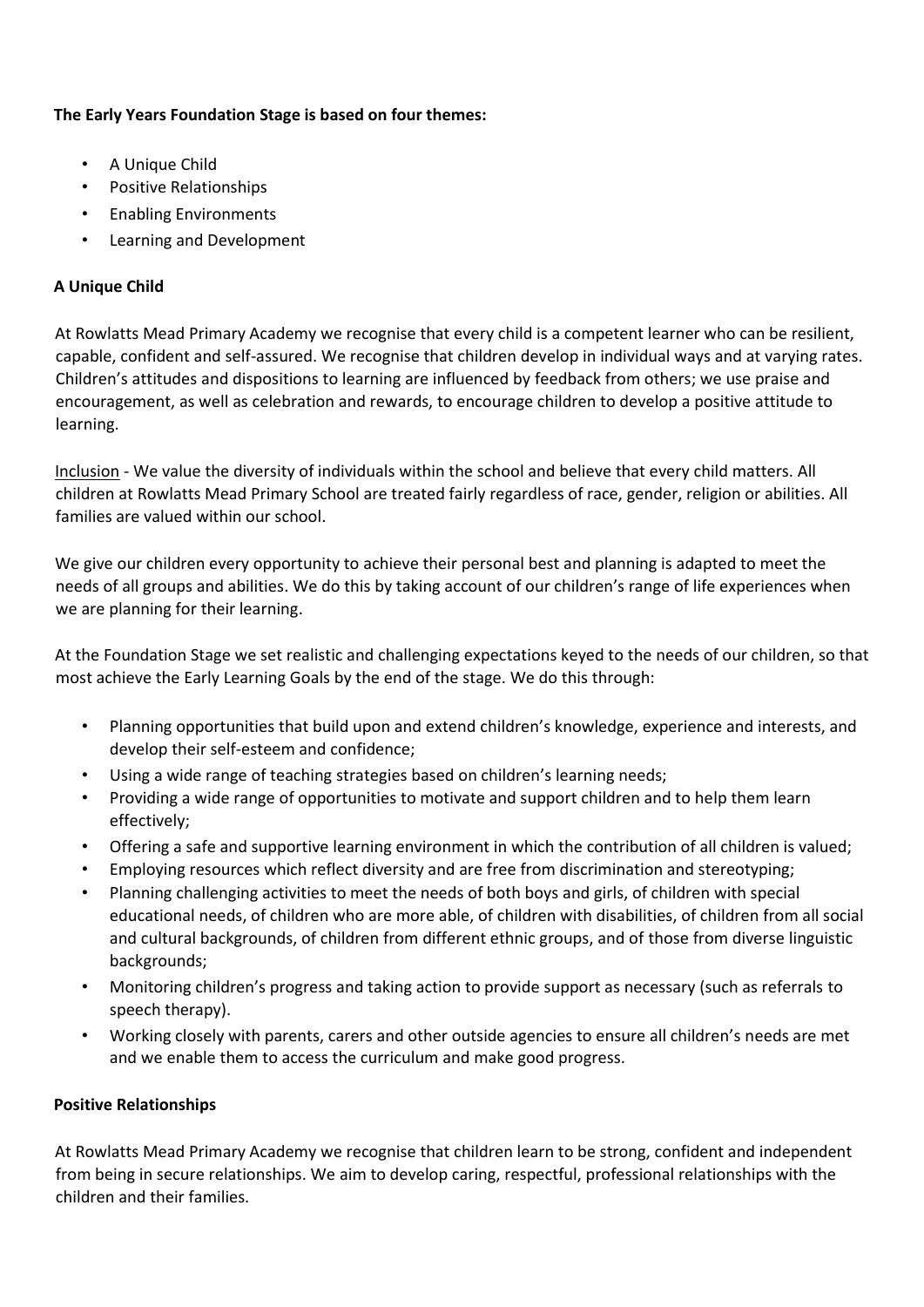**The Early Years Foundation Stage is based on four themes:**

- A Unique Child
- Positive Relationships
- Enabling Environments
- Learning and Development

**A Unique Child**

At Rowlatts Mead Primary Academy we recognise that every child is a competent learner who can be resilient, capable, confident and self-assured. We recognise that children develop in individual ways and at varying rates. Children's attitudes and dispositions to learning are influenced by feedback from others; we use praise and encouragement, as well as celebration and rewards, to encourage children to develop a positive attitude to learning.

<u>Inclusion</u> - We value the diversity of individuals within the school and believe that every child matters. All children at Rowlatts Mead Primary School are treated fairly regardless of race, gender, religion or abilities. All families are valued within our school.

We give our children every opportunity to achieve their personal best and planning is adapted to meet the needs of all groups and abilities. We do this by taking account of our children's range of life experiences when we are planning for their learning.

At the Foundation Stage we set realistic and challenging expectations keyed to the needs of our children, so that most achieve the Early Learning Goals by the end of the stage. We do this through:

- Planning opportunities that build upon and extend children's knowledge, experience and interests, and develop their self-esteem and confidence;
- Using a wide range of teaching strategies based on children's learning needs;
- Providing a wide range of opportunities to motivate and support children and to help them learn effectively;
- Offering a safe and supportive learning environment in which the contribution of all children is valued;
- Employing resources which reflect diversity and are free from discrimination and stereotyping;
- Planning challenging activities to meet the needs of both boys and girls, of children with special educational needs, of children who are more able, of children with disabilities, of children from all social and cultural backgrounds, of children from different ethnic groups, and of those from diverse linguistic backgrounds;
- Monitoring children's progress and taking action to provide support as necessary (such as referrals to speech therapy).
- Working closely with parents, carers and other outside agencies to ensure all children's needs are met and we enable them to access the curriculum and make good progress.

**Positive Relationships**

At Rowlatts Mead Primary Academy we recognise that children learn to be strong, confident and independent from being in secure relationships. We aim to develop caring, respectful, professional relationships with the children and their families.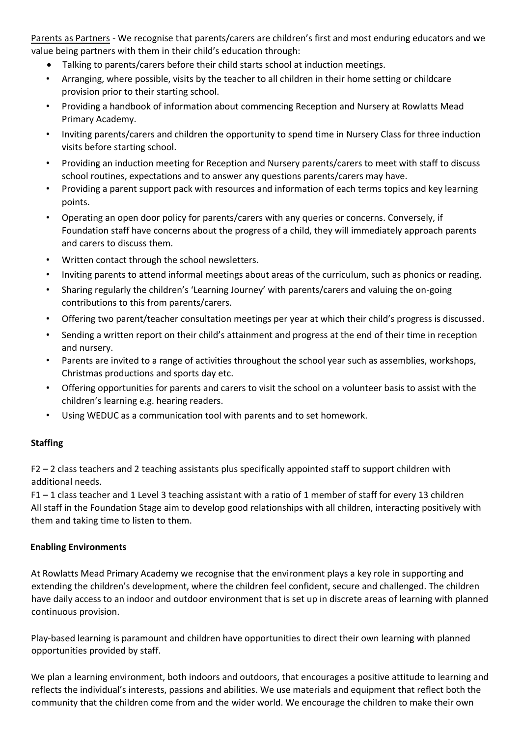Parents as Partners - We recognise that parents/carers are children's first and most enduring educators and we value being partners with them in their child's education through:

- Talking to parents/carers before their child starts school at induction meetings.
- Arranging, where possible, visits by the teacher to all children in their home setting or childcare provision prior to their starting school.
- Providing a handbook of information about commencing Reception and Nursery at Rowlatts Mead Primary Academy.
- Inviting parents/carers and children the opportunity to spend time in Nursery Class for three induction visits before starting school.
- Providing an induction meeting for Reception and Nursery parents/carers to meet with staff to discuss school routines, expectations and to answer any questions parents/carers may have.
- Providing a parent support pack with resources and information of each terms topics and key learning points.
- Operating an open door policy for parents/carers with any queries or concerns. Conversely, if Foundation staff have concerns about the progress of a child, they will immediately approach parents and carers to discuss them.
- Written contact through the school newsletters.
- Inviting parents to attend informal meetings about areas of the curriculum, such as phonics or reading.
- Sharing regularly the children's 'Learning Journey' with parents/carers and valuing the on-going contributions to this from parents/carers.
- Offering two parent/teacher consultation meetings per year at which their child's progress is discussed.
- Sending a written report on their child's attainment and progress at the end of their time in reception and nursery.
- Parents are invited to a range of activities throughout the school year such as assemblies, workshops, Christmas productions and sports day etc.
- Offering opportunities for parents and carers to visit the school on a volunteer basis to assist with the children's learning e.g. hearing readers.
- Using WEDUC as a communication tool with parents and to set homework.

**Staffing**

F2 – 2 class teachers and 2 teaching assistants plus specifically appointed staff to support children with additional needs.
F1 – 1 class teacher and 1 Level 3 teaching assistant with a ratio of 1 member of staff for every 13 children
All staff in the Foundation Stage aim to develop good relationships with all children, interacting positively with them and taking time to listen to them.

**Enabling Environments**

At Rowlatts Mead Primary Academy we recognise that the environment plays a key role in supporting and extending the children's development, where the children feel confident, secure and challenged. The children have daily access to an indoor and outdoor environment that is set up in discrete areas of learning with planned continuous provision.

Play-based learning is paramount and children have opportunities to direct their own learning with planned opportunities provided by staff.

We plan a learning environment, both indoors and outdoors, that encourages a positive attitude to learning and reflects the individual's interests, passions and abilities. We use materials and equipment that reflect both the community that the children come from and the wider world. We encourage the children to make their own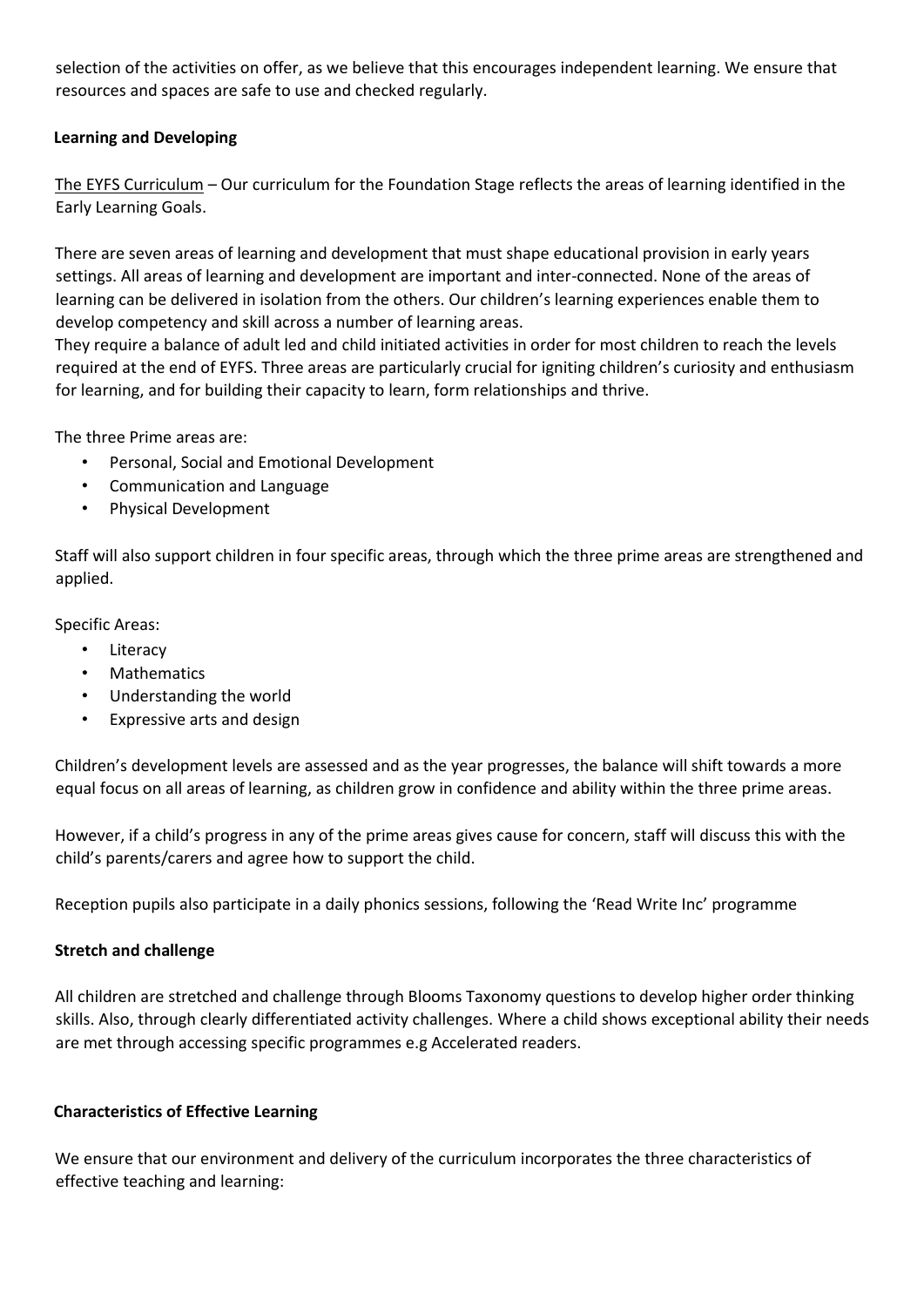selection of the activities on offer, as we believe that this encourages independent learning. We ensure that resources and spaces are safe to use and checked regularly.

## Learning and Developing

The EYFS Curriculum – Our curriculum for the Foundation Stage reflects the areas of learning identified in the Early Learning Goals.

There are seven areas of learning and development that must shape educational provision in early years settings. All areas of learning and development are important and inter-connected. None of the areas of learning can be delivered in isolation from the others. Our children's learning experiences enable them to develop competency and skill across a number of learning areas.
They require a balance of adult led and child initiated activities in order for most children to reach the levels required at the end of EYFS. Three areas are particularly crucial for igniting children's curiosity and enthusiasm for learning, and for building their capacity to learn, form relationships and thrive.

The three Prime areas are:

- Personal, Social and Emotional Development
- Communication and Language
- Physical Development

Staff will also support children in four specific areas, through which the three prime areas are strengthened and applied.

Specific Areas:

- Literacy
- Mathematics
- Understanding the world
- Expressive arts and design

Children's development levels are assessed and as the year progresses, the balance will shift towards a more equal focus on all areas of learning, as children grow in confidence and ability within the three prime areas.

However, if a child's progress in any of the prime areas gives cause for concern, staff will discuss this with the child's parents/carers and agree how to support the child.

Reception pupils also participate in a daily phonics sessions, following the 'Read Write Inc' programme

## Stretch and challenge

All children are stretched and challenge through Blooms Taxonomy questions to develop higher order thinking skills. Also, through clearly differentiated activity challenges. Where a child shows exceptional ability their needs are met through accessing specific programmes e.g Accelerated readers.

## Characteristics of Effective Learning

We ensure that our environment and delivery of the curriculum incorporates the three characteristics of effective teaching and learning: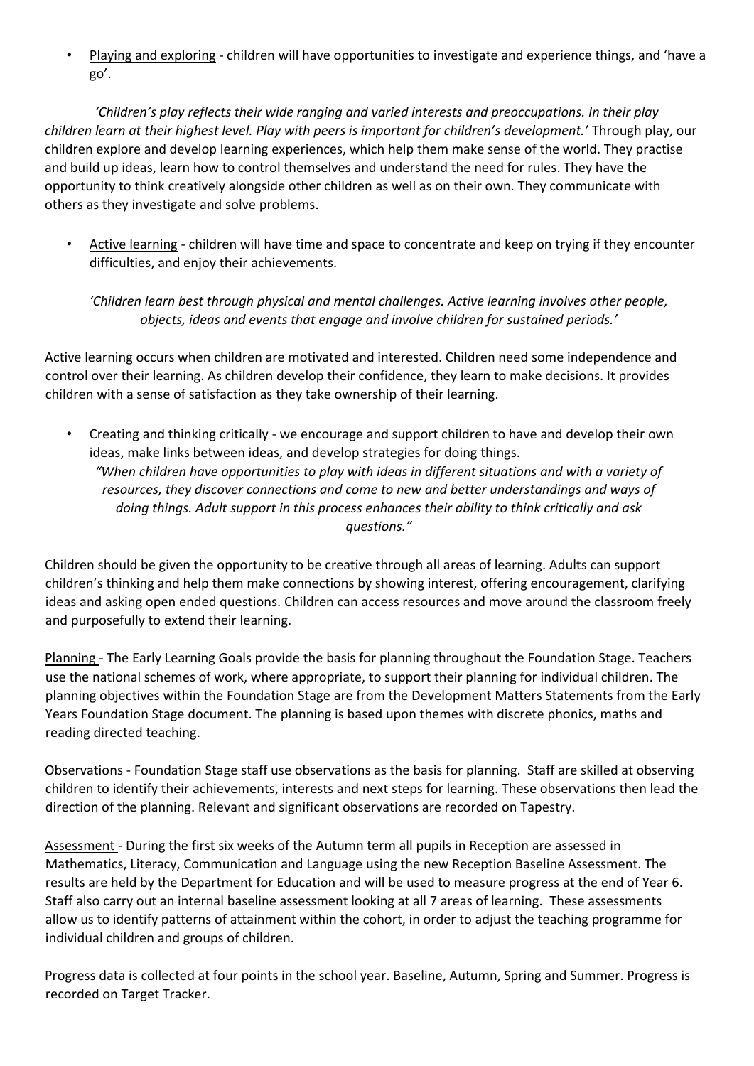- Playing and exploring - children will have opportunities to investigate and experience things, and 'have a go'.

*'Children's play reflects their wide ranging and varied interests and preoccupations. In their play children learn at their highest level. Play with peers is important for children's development.'* Through play, our children explore and develop learning experiences, which help them make sense of the world. They practise and build up ideas, learn how to control themselves and understand the need for rules. They have the opportunity to think creatively alongside other children as well as on their own. They communicate with others as they investigate and solve problems.

- Active learning - children will have time and space to concentrate and keep on trying if they encounter difficulties, and enjoy their achievements.

*'Children learn best through physical and mental challenges. Active learning involves other people, objects, ideas and events that engage and involve children for sustained periods.'*

Active learning occurs when children are motivated and interested. Children need some independence and control over their learning. As children develop their confidence, they learn to make decisions. It provides children with a sense of satisfaction as they take ownership of their learning.

- Creating and thinking critically - we encourage and support children to have and develop their own ideas, make links between ideas, and develop strategies for doing things.
  *"When children have opportunities to play with ideas in different situations and with a variety of resources, they discover connections and come to new and better understandings and ways of doing things. Adult support in this process enhances their ability to think critically and ask questions."*

Children should be given the opportunity to be creative through all areas of learning. Adults can support children's thinking and help them make connections by showing interest, offering encouragement, clarifying ideas and asking open ended questions. Children can access resources and move around the classroom freely and purposefully to extend their learning.

Planning - The Early Learning Goals provide the basis for planning throughout the Foundation Stage. Teachers use the national schemes of work, where appropriate, to support their planning for individual children. The planning objectives within the Foundation Stage are from the Development Matters Statements from the Early Years Foundation Stage document. The planning is based upon themes with discrete phonics, maths and reading directed teaching.

Observations - Foundation Stage staff use observations as the basis for planning. Staff are skilled at observing children to identify their achievements, interests and next steps for learning. These observations then lead the direction of the planning. Relevant and significant observations are recorded on Tapestry.

Assessment - During the first six weeks of the Autumn term all pupils in Reception are assessed in Mathematics, Literacy, Communication and Language using the new Reception Baseline Assessment. The results are held by the Department for Education and will be used to measure progress at the end of Year 6. Staff also carry out an internal baseline assessment looking at all 7 areas of learning. These assessments allow us to identify patterns of attainment within the cohort, in order to adjust the teaching programme for individual children and groups of children.

Progress data is collected at four points in the school year. Baseline, Autumn, Spring and Summer. Progress is recorded on Target Tracker.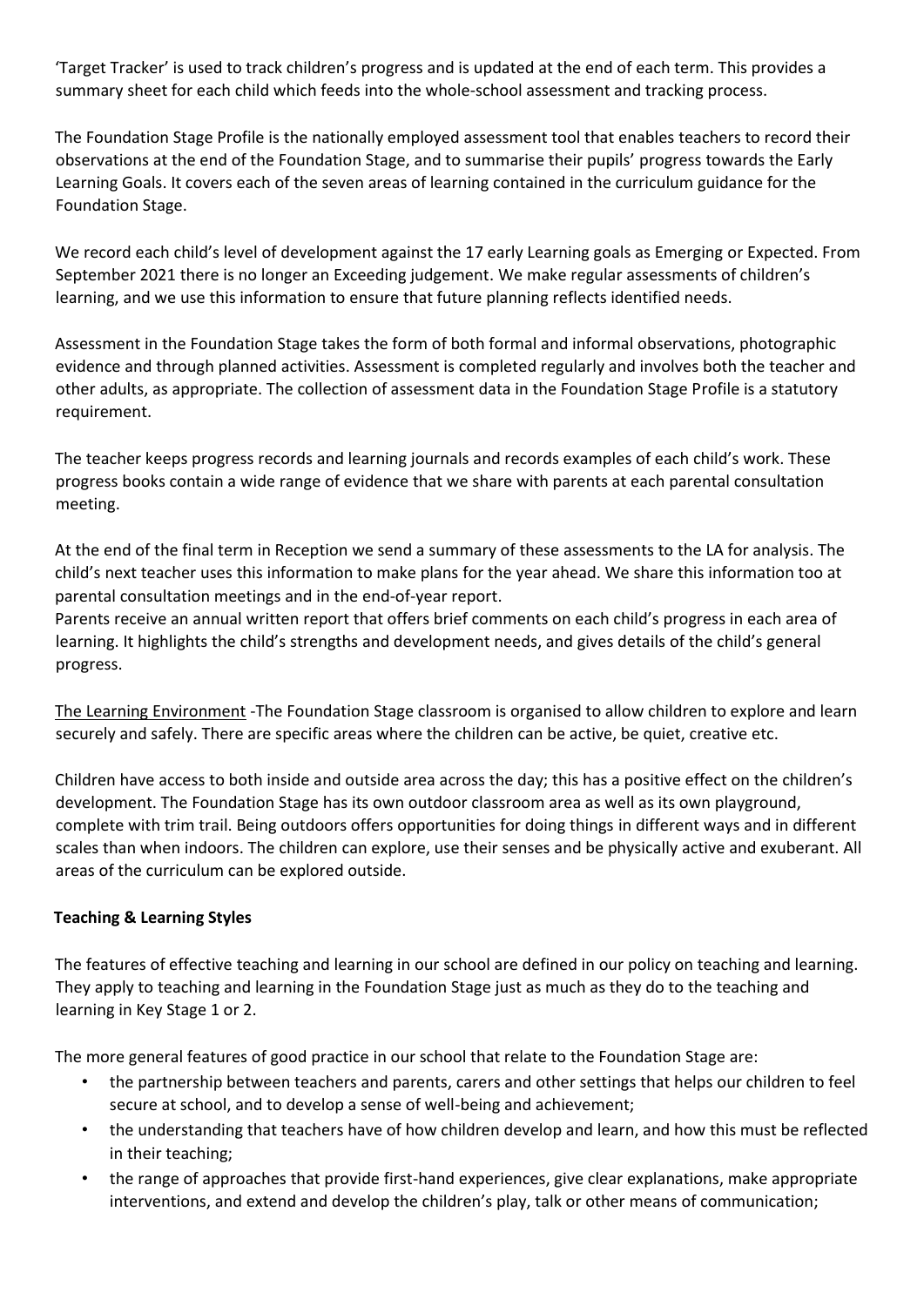'Target Tracker' is used to track children's progress and is updated at the end of each term. This provides a summary sheet for each child which feeds into the whole-school assessment and tracking process.

The Foundation Stage Profile is the nationally employed assessment tool that enables teachers to record their observations at the end of the Foundation Stage, and to summarise their pupils' progress towards the Early Learning Goals. It covers each of the seven areas of learning contained in the curriculum guidance for the Foundation Stage.

We record each child's level of development against the 17 early Learning goals as Emerging or Expected. From September 2021 there is no longer an Exceeding judgement. We make regular assessments of children's learning, and we use this information to ensure that future planning reflects identified needs.

Assessment in the Foundation Stage takes the form of both formal and informal observations, photographic evidence and through planned activities. Assessment is completed regularly and involves both the teacher and other adults, as appropriate. The collection of assessment data in the Foundation Stage Profile is a statutory requirement.

The teacher keeps progress records and learning journals and records examples of each child's work. These progress books contain a wide range of evidence that we share with parents at each parental consultation meeting.

At the end of the final term in Reception we send a summary of these assessments to the LA for analysis. The child's next teacher uses this information to make plans for the year ahead. We share this information too at parental consultation meetings and in the end-of-year report.
Parents receive an annual written report that offers brief comments on each child's progress in each area of learning. It highlights the child's strengths and development needs, and gives details of the child's general progress.

The Learning Environment -The Foundation Stage classroom is organised to allow children to explore and learn securely and safely. There are specific areas where the children can be active, be quiet, creative etc.

Children have access to both inside and outside area across the day; this has a positive effect on the children's development. The Foundation Stage has its own outdoor classroom area as well as its own playground, complete with trim trail. Being outdoors offers opportunities for doing things in different ways and in different scales than when indoors. The children can explore, use their senses and be physically active and exuberant. All areas of the curriculum can be explored outside.

**Teaching & Learning Styles**

The features of effective teaching and learning in our school are defined in our policy on teaching and learning. They apply to teaching and learning in the Foundation Stage just as much as they do to the teaching and learning in Key Stage 1 or 2.

The more general features of good practice in our school that relate to the Foundation Stage are:

- the partnership between teachers and parents, carers and other settings that helps our children to feel secure at school, and to develop a sense of well-being and achievement;
- the understanding that teachers have of how children develop and learn, and how this must be reflected in their teaching;
- the range of approaches that provide first-hand experiences, give clear explanations, make appropriate interventions, and extend and develop the children's play, talk or other means of communication;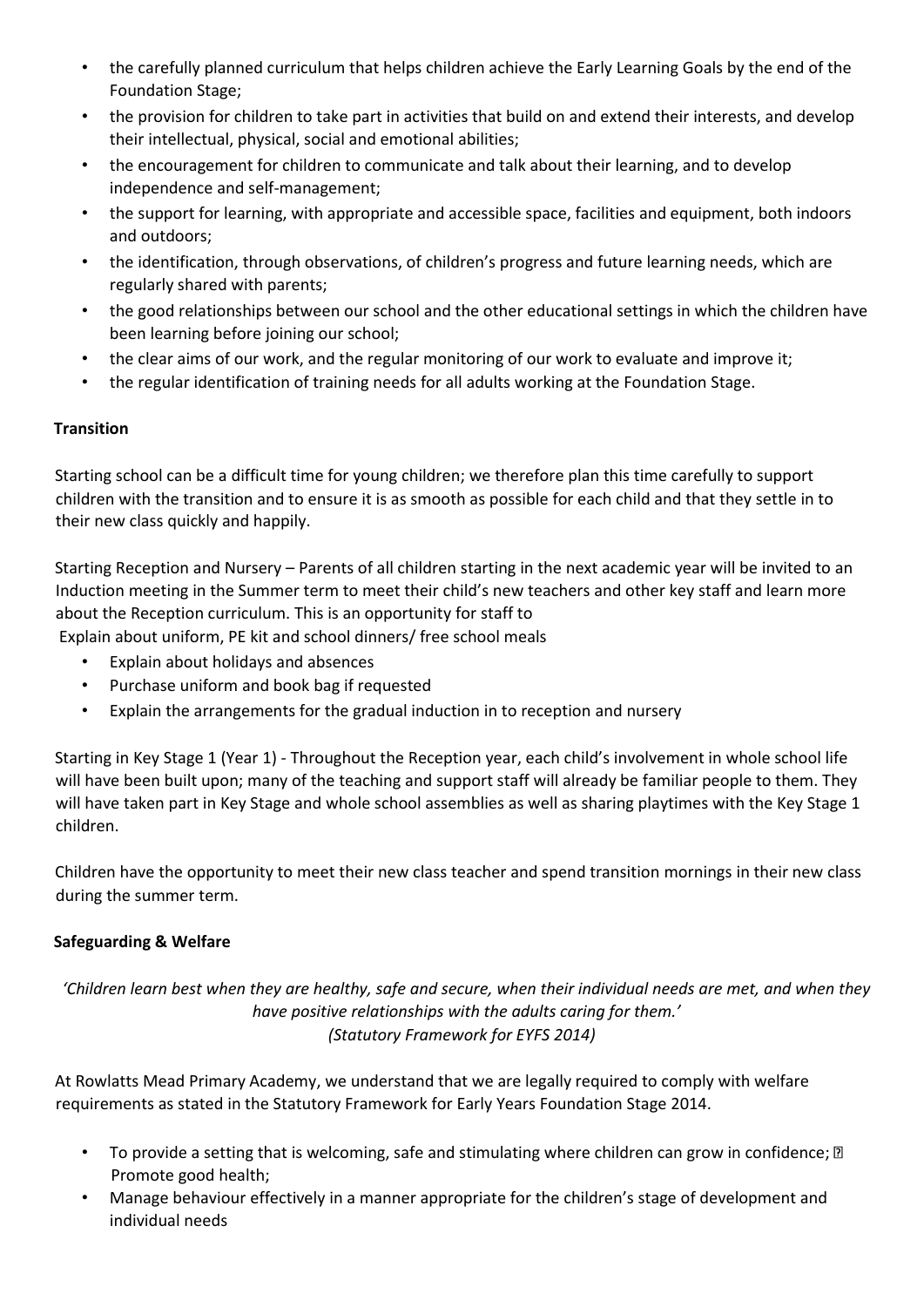- the carefully planned curriculum that helps children achieve the Early Learning Goals by the end of the Foundation Stage;
- the provision for children to take part in activities that build on and extend their interests, and develop their intellectual, physical, social and emotional abilities;
- the encouragement for children to communicate and talk about their learning, and to develop independence and self-management;
- the support for learning, with appropriate and accessible space, facilities and equipment, both indoors and outdoors;
- the identification, through observations, of children's progress and future learning needs, which are regularly shared with parents;
- the good relationships between our school and the other educational settings in which the children have been learning before joining our school;
- the clear aims of our work, and the regular monitoring of our work to evaluate and improve it;
- the regular identification of training needs for all adults working at the Foundation Stage.

**Transition**

Starting school can be a difficult time for young children; we therefore plan this time carefully to support children with the transition and to ensure it is as smooth as possible for each child and that they settle in to their new class quickly and happily.

Starting Reception and Nursery – Parents of all children starting in the next academic year will be invited to an Induction meeting in the Summer term to meet their child's new teachers and other key staff and learn more about the Reception curriculum. This is an opportunity for staff to
Explain about uniform, PE kit and school dinners/ free school meals

- Explain about holidays and absences
- Purchase uniform and book bag if requested
- Explain the arrangements for the gradual induction in to reception and nursery

Starting in Key Stage 1 (Year 1) - Throughout the Reception year, each child's involvement in whole school life will have been built upon; many of the teaching and support staff will already be familiar people to them. They will have taken part in Key Stage and whole school assemblies as well as sharing playtimes with the Key Stage 1 children.

Children have the opportunity to meet their new class teacher and spend transition mornings in their new class during the summer term.

**Safeguarding & Welfare**

*'Children learn best when they are healthy, safe and secure, when their individual needs are met, and when they have positive relationships with the adults caring for them.'*
*(Statutory Framework for EYFS 2014)*

At Rowlatts Mead Primary Academy, we understand that we are legally required to comply with welfare requirements as stated in the Statutory Framework for Early Years Foundation Stage 2014.

- To provide a setting that is welcoming, safe and stimulating where children can grow in confidence; Promote good health;
- Manage behaviour effectively in a manner appropriate for the children's stage of development and individual needs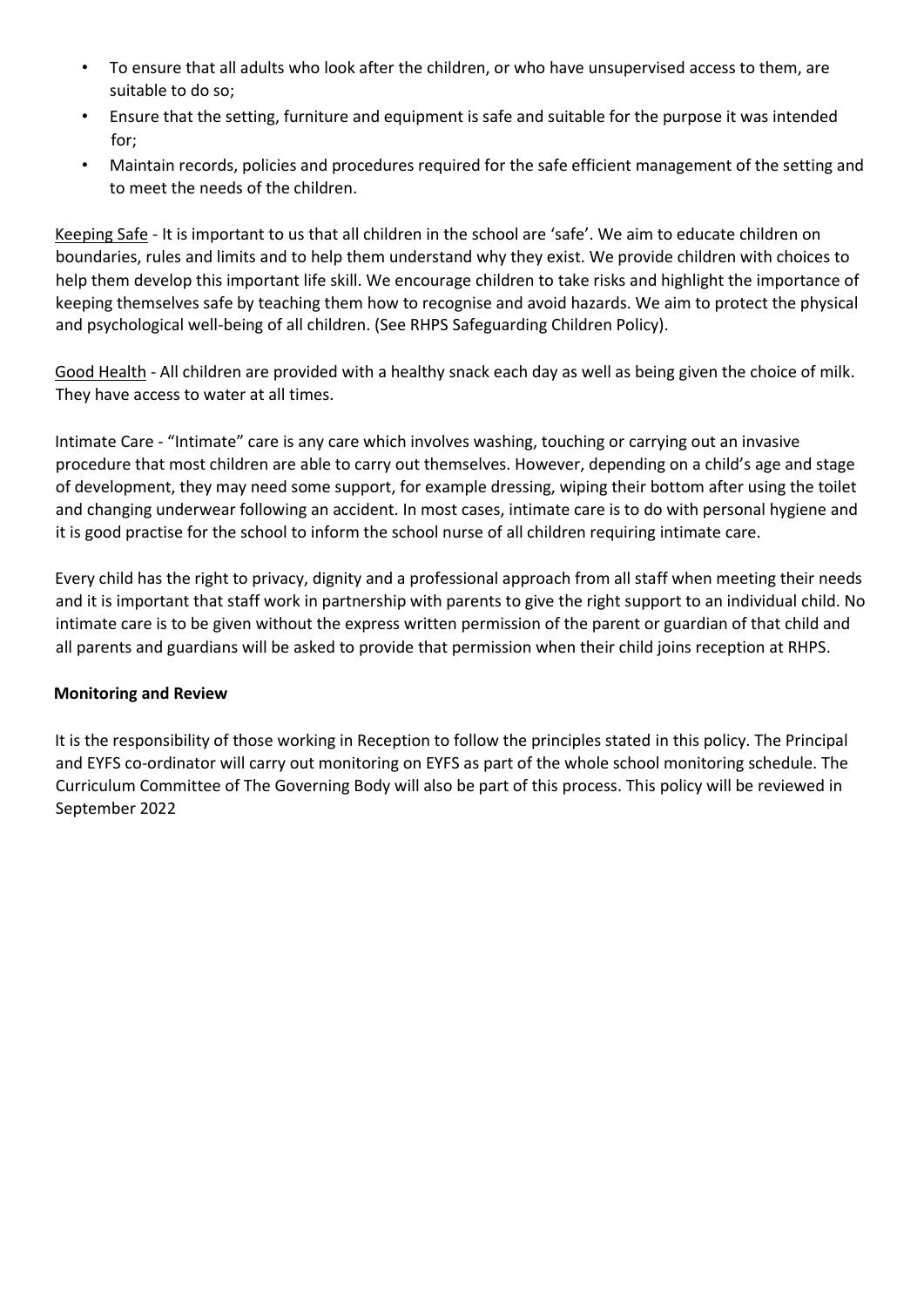- To ensure that all adults who look after the children, or who have unsupervised access to them, are suitable to do so;
- Ensure that the setting, furniture and equipment is safe and suitable for the purpose it was intended for;
- Maintain records, policies and procedures required for the safe efficient management of the setting and to meet the needs of the children.

Keeping Safe - It is important to us that all children in the school are 'safe'. We aim to educate children on boundaries, rules and limits and to help them understand why they exist. We provide children with choices to help them develop this important life skill. We encourage children to take risks and highlight the importance of keeping themselves safe by teaching them how to recognise and avoid hazards. We aim to protect the physical and psychological well-being of all children. (See RHPS Safeguarding Children Policy).

Good Health - All children are provided with a healthy snack each day as well as being given the choice of milk. They have access to water at all times.

Intimate Care - "Intimate" care is any care which involves washing, touching or carrying out an invasive procedure that most children are able to carry out themselves. However, depending on a child's age and stage of development, they may need some support, for example dressing, wiping their bottom after using the toilet and changing underwear following an accident. In most cases, intimate care is to do with personal hygiene and it is good practise for the school to inform the school nurse of all children requiring intimate care.

Every child has the right to privacy, dignity and a professional approach from all staff when meeting their needs and it is important that staff work in partnership with parents to give the right support to an individual child. No intimate care is to be given without the express written permission of the parent or guardian of that child and all parents and guardians will be asked to provide that permission when their child joins reception at RHPS.

**Monitoring and Review**

It is the responsibility of those working in Reception to follow the principles stated in this policy. The Principal and EYFS co-ordinator will carry out monitoring on EYFS as part of the whole school monitoring schedule. The Curriculum Committee of The Governing Body will also be part of this process. This policy will be reviewed in September 2022